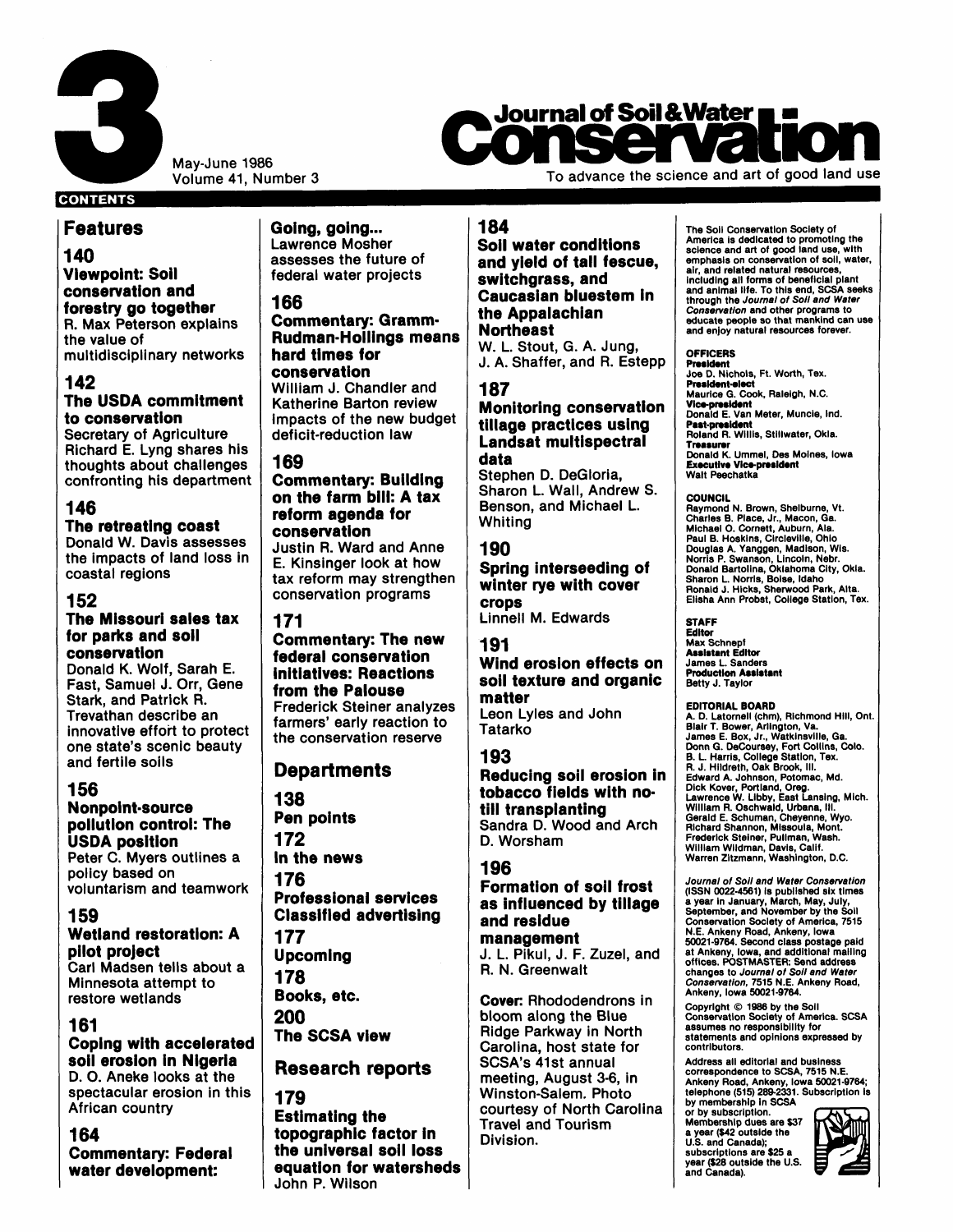# Journal of Soil & Water Conservation

May-June 1986
Volume 41, Number 3

To advance the science and art of good land use

## CONTENTS

### Features

**140**
**Viewpoint: Soil conservation and forestry go together**
R. Max Peterson explains the value of multidisciplinary networks

**142**
**The USDA commitment to conservation**
Secretary of Agriculture Richard E. Lyng shares his thoughts about challenges confronting his department

**146**
**The retreating coast**
Donald W. Davis assesses the impacts of land loss in coastal regions

**152**
**The Missouri sales tax for parks and soil conservation**
Donald K. Wolf, Sarah E. Fast, Samuel J. Orr, Gene Stark, and Patrick R. Trevathan describe an innovative effort to protect one state's scenic beauty and fertile soils

**156**
**Nonpoint-source pollution control: The USDA position**
Peter C. Myers outlines a policy based on voluntarism and teamwork

**159**
**Wetland restoration: A pilot project**
Carl Madsen tells about a Minnesota attempt to restore wetlands

**161**
**Coping with accelerated soil erosion in Nigeria**
D. O. Aneke looks at the spectacular erosion in this African country

**164**
**Commentary: Federal water development: Going, going...**
Lawrence Mosher assesses the future of federal water projects

**166**
**Commentary: Gramm-Rudman-Hollings means hard times for conservation**
William J. Chandler and Katherine Barton review impacts of the new budget deficit-reduction law

**169**
**Commentary: Building on the farm bill: A tax reform agenda for conservation**
Justin R. Ward and Anne E. Kinsinger look at how tax reform may strengthen conservation programs

**171**
**Commentary: The new federal conservation initiatives: Reactions from the Palouse**
Frederick Steiner analyzes farmers' early reaction to the conservation reserve

### Departments

**138**
**Pen points**

**172**
**In the news**

**176**
**Professional services**
**Classified advertising**

**177**
**Upcoming**

**178**
**Books, etc.**

**200**
**The SCSA view**

### Research reports

**179**
**Estimating the topographic factor in the universal soil loss equation for watersheds**
John P. Wilson

**184**
**Soil water conditions and yield of tall fescue, switchgrass, and Caucasian bluestem in the Appalachian Northeast**
W. L. Stout, G. A. Jung, J. A. Shaffer, and R. Estepp

**187**
**Monitoring conservation tillage practices using Landsat multispectral data**
Stephen D. DeGloria, Sharon L. Wall, Andrew S. Benson, and Michael L. Whiting

**190**
**Spring interseeding of winter rye with cover crops**
Linnell M. Edwards

**191**
**Wind erosion effects on soil texture and organic matter**
Leon Lyles and John Tatarko

**193**
**Reducing soil erosion in tobacco fields with no-till transplanting**
Sandra D. Wood and Arch D. Worsham

**196**
**Formation of soil frost as influenced by tillage and residue management**
J. L. Pikul, J. F. Zuzel, and R. N. Greenwalt

**Cover:** Rhododendrons in bloom along the Blue Ridge Parkway in North Carolina, host state for SCSA's 41st annual meeting, August 3-6, in Winston-Salem. Photo courtesy of North Carolina Travel and Tourism Division.

---

The Soil Conservation Society of America is dedicated to promoting the science and art of good land use, with emphasis on conservation of soil, water, air, and related natural resources, including all forms of beneficial plant and animal life. To this end, SCSA seeks through the *Journal of Soil and Water Conservation* and other programs to educate people so that mankind can use and enjoy natural resources forever.

**OFFICERS**
**President**
Joe D. Nichols, Ft. Worth, Tex.
**President-elect**
Maurice G. Cook, Raleigh, N.C.
**Vice-president**
Donald E. Van Meter, Muncie, Ind.
**Past-president**
Roland R. Willis, Stillwater, Okla.
**Treasurer**
Donald K. Ummel, Des Moines, Iowa
**Executive Vice-president**
Walt Peechatka

**COUNCIL**
Raymond N. Brown, Shelburne, Vt.
Charles B. Place, Jr., Macon, Ga.
Michael O. Cornett, Auburn, Ala.
Paul B. Hoskins, Circleville, Ohio
Douglas A. Yanggen, Madison, Wis.
Norris P. Swanson, Lincoln, Nebr.
Donald Bartolina, Oklahoma City, Okla.
Sharon L. Norris, Boise, Idaho
Ronald J. Hicks, Sherwood Park, Alta.
Elisha Ann Probst, College Station, Tex.

**STAFF**
**Editor**
Max Schnepf
**Assistant Editor**
James L. Sanders
**Production Assistant**
Betty J. Taylor

**EDITORIAL BOARD**
A. D. Latornell (chm), Richmond Hill, Ont.
Blair T. Bower, Arlington, Va.
James E. Box, Jr., Watkinsville, Ga.
Donn G. DeCoursey, Fort Collins, Colo.
B. L. Harris, College Station, Tex.
R. J. Hildreth, Oak Brook, Ill.
Edward A. Johnson, Potomac, Md.
Dick Kover, Portland, Oreg.
Lawrence W. Libby, East Lansing, Mich.
William R. Oschwald, Urbana, Ill.
Gerald E. Schuman, Cheyenne, Wyo.
Richard Shannon, Missoula, Mont.
Frederick Steiner, Pullman, Wash.
William Wildman, Davis, Calif.
Warren Zitzmann, Washington, D.C.

*Journal of Soil and Water Conservation* (ISSN 0022-4561) is published six times a year in January, March, May, July, September, and November by the Soil Conservation Society of America, 7515 N.E. Ankeny Road, Ankeny, Iowa 50021-9764. Second class postage paid at Ankeny, Iowa, and additional mailing offices. POSTMASTER: Send address changes to *Journal of Soil and Water Conservation*, 7515 N.E. Ankeny Road, Ankeny, Iowa 50021-9764.

Copyright © 1986 by the Soil Conservation Society of America. SCSA assumes no responsibility for statements and opinions expressed by contributors.

Address all editorial and business correspondence to SCSA, 7515 N.E. Ankeny Road, Ankeny, Iowa 50021-9764; telephone (515) 289-2331. Subscription is by membership in SCSA or by subscription. Membership dues are $37 a year ($42 outside the U.S. and Canada); subscriptions are $25 a year ($28 outside the U.S. and Canada).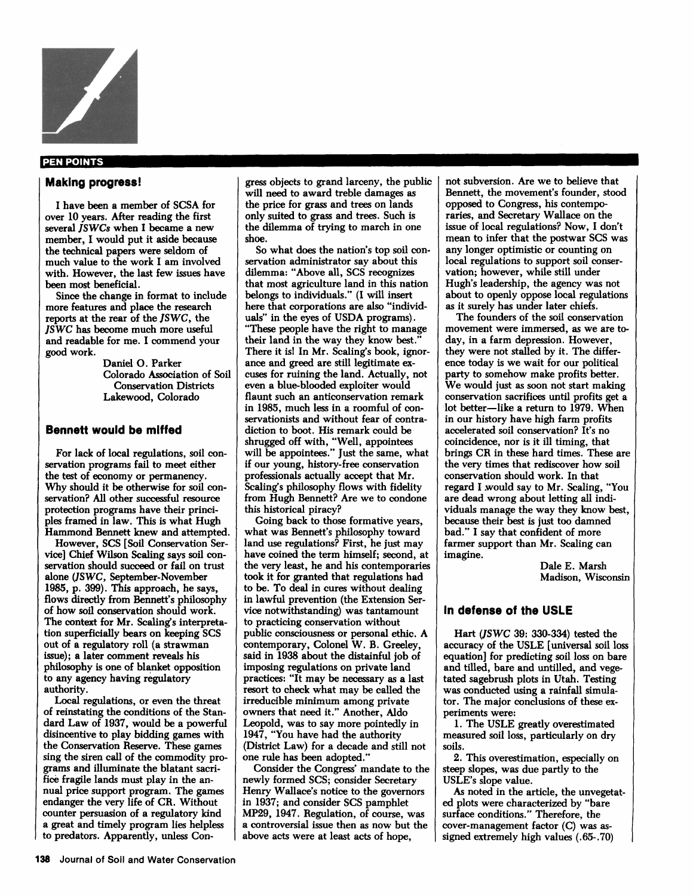## PEN POINTS

### Making progress!

I have been a member of SCSA for over 10 years. After reading the first several *JSWCs* when I became a new member, I would put it aside because the technical papers were seldom of much value to the work I am involved with. However, the last few issues have been most beneficial.

Since the change in format to include more features and place the research reports at the rear of the *JSWC*, the *JSWC* has become much more useful and readable for me. I commend your good work.

Daniel O. Parker
Colorado Association of Soil Conservation Districts
Lakewood, Colorado

### Bennett would be miffed

For lack of local regulations, soil conservation programs fail to meet either the test of economy or permanency. Why should it be otherwise for soil conservation? All other successful resource protection programs have their principles framed in law. This is what Hugh Hammond Bennett knew and attempted.

However, SCS [Soil Conservation Service] Chief Wilson Scaling says soil conservation should succeed or fail on trust alone (*JSWC*, September-November 1985, p. 399). This approach, he says, flows directly from Bennett's philosophy of how soil conservation should work. The context for Mr. Scaling's interpretation superficially bears on keeping SCS out of a regulatory roll (a strawman issue); a later comment reveals his philosophy is one of blanket opposition to any agency having regulatory authority.

Local regulations, or even the threat of reinstating the conditions of the Standard Law of 1937, would be a powerful disincentive to play bidding games with the Conservation Reserve. These games sing the siren call of the commodity programs and illuminate the blatant sacrifice fragile lands must play in the annual price support program. The games endanger the very life of CR. Without counter persuasion of a regulatory kind a great and timely program lies helpless to predators. Apparently, unless Congress objects to grand larceny, the public will need to award treble damages as the price for grass and trees on lands only suited to grass and trees. Such is the dilemma of trying to march in one shoe.

So what does the nation's top soil conservation administrator say about this dilemma: "Above all, SCS recognizes that most agriculture land in this nation belongs to individuals." (I will insert here that corporations are also "individuals" in the eyes of USDA programs). "These people have the right to manage their land in the way they know best." There it is! In Mr. Scaling's book, ignorance and greed are still legitimate excuses for ruining the land. Actually, not even a blue-blooded exploiter would flaunt such an anticonservation remark in 1985, much less in a roomful of conservationists and without fear of contradiction to boot. His remark could be shrugged off with, "Well, appointees will be appointees." Just the same, what if our young, history-free conservation professionals actually accept that Mr. Scaling's philosophy flows with fidelity from Hugh Bennett? Are we to condone this historical piracy?

Going back to those formative years, what was Bennett's philosophy toward land use regulations? First, he just may have coined the term himself; second, at the very least, he and his contemporaries took it for granted that regulations had to be. To deal in cures without dealing in lawful prevention (the Extension Service notwithstanding) was tantamount to practicing conservation without public consciousness or personal ethic. A contemporary, Colonel W. B. Greeley, said in 1938 about the distainful job of imposing regulations on private land practices: "It may be necessary as a last resort to check what may be called the irreducible minimum among private owners that need it." Another, Aldo Leopold, was to say more pointedly in 1947, "You have had the authority (District Law) for a decade and still not one rule has been adopted."

Consider the Congress' mandate to the newly formed SCS; consider Secretary Henry Wallace's notice to the governors in 1937; and consider SCS pamphlet MP29, 1947. Regulation, of course, was a controversial issue then as now but the above acts were at least acts of hope, not subversion. Are we to believe that Bennett, the movement's founder, stood opposed to Congress, his contemporaries, and Secretary Wallace on the issue of local regulations? Now, I don't mean to infer that the postwar SCS was any longer optimistic or counting on local regulations to support soil conservation; however, while still under Hugh's leadership, the agency was not about to openly oppose local regulations as it surely has under later chiefs.

The founders of the soil conservation movement were immersed, as we are today, in a farm depression. However, they were not stalled by it. The difference today is we wait for our political party to somehow make profits better. We would just as soon not start making conservation sacrifices until profits get a lot better—like a return to 1979. When in our history have high farm profits accelerated soil conservation? It's no coincidence, nor is it ill timing, that brings CR in these hard times. These are the very times that rediscover how soil conservation should work. In that regard I would say to Mr. Scaling, "You are dead wrong about letting all individuals manage the way they know best, because their best is just too damned bad." I say that confident of more farmer support than Mr. Scaling can imagine.

Dale E. Marsh
Madison, Wisconsin

### In defense of the USLE

Hart (*JSWC* 39: 330-334) tested the accuracy of the USLE [universal soil loss equation] for predicting soil loss on bare and tilled, bare and untilled, and vegetated sagebrush plots in Utah. Testing was conducted using a rainfall simulator. The major conclusions of these experiments were:

1. The USLE greatly overestimated measured soil loss, particularly on dry soils.

2. This overestimation, especially on steep slopes, was due partly to the USLE's slope value.

As noted in the article, the unvegetated plots were characterized by "bare surface conditions." Therefore, the cover-management factor (C) was assigned extremely high values (.65-.70)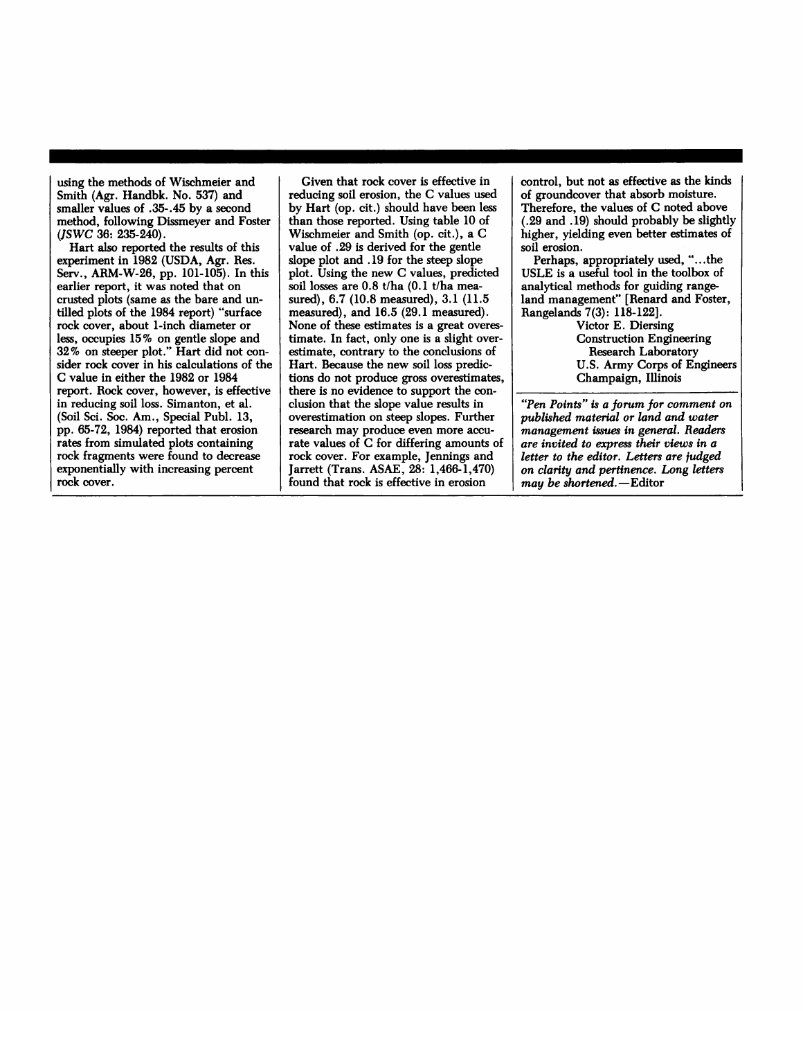using the methods of Wischmeier and Smith (Agr. Handbk. No. 537) and smaller values of .35-.45 by a second method, following Dissmeyer and Foster (*JSWC* 36: 235-240).

Hart also reported the results of this experiment in 1982 (USDA, Agr. Res. Serv., ARM-W-26, pp. 101-105). In this earlier report, it was noted that on crusted plots (same as the bare and untilled plots of the 1984 report) "surface rock cover, about 1-inch diameter or less, occupies 15% on gentle slope and 32% on steeper plot." Hart did not consider rock cover in his calculations of the C value in either the 1982 or 1984 report. Rock cover, however, is effective in reducing soil loss. Simanton, et al. (Soil Sci. Soc. Am., Special Publ. 13, pp. 65-72, 1984) reported that erosion rates from simulated plots containing rock fragments were found to decrease exponentially with increasing percent rock cover.

Given that rock cover is effective in reducing soil erosion, the C values used by Hart (op. cit.) should have been less than those reported. Using table 10 of Wischmeier and Smith (op. cit.), a C value of .29 is derived for the gentle slope plot and .19 for the steep slope plot. Using the new C values, predicted soil losses are 0.8 t/ha (0.1 t/ha measured), 6.7 (10.8 measured), 3.1 (11.5 measured), and 16.5 (29.1 measured). None of these estimates is a great overestimate. In fact, only one is a slight overestimate, contrary to the conclusions of Hart. Because the new soil loss predictions do not produce gross overestimates, there is no evidence to support the conclusion that the slope value results in overestimation on steep slopes. Further research may produce even more accurate values of C for differing amounts of rock cover. For example, Jennings and Jarrett (Trans. ASAE, 28: 1,466-1,470) found that rock is effective in erosion control, but not as effective as the kinds of groundcover that absorb moisture. Therefore, the values of C noted above (.29 and .19) should probably be slightly higher, yielding even better estimates of soil erosion.

Perhaps, appropriately used, "...the USLE is a useful tool in the toolbox of analytical methods for guiding rangeland management" [Renard and Foster, Rangelands 7(3): 118-122].

Victor E. Diersing
Construction Engineering
Research Laboratory
U.S. Army Corps of Engineers
Champaign, Illinois

---

*"Pen Points" is a forum for comment on published material or land and water management issues in general. Readers are invited to express their views in a letter to the editor. Letters are judged on clarity and pertinence. Long letters may be shortened.*—Editor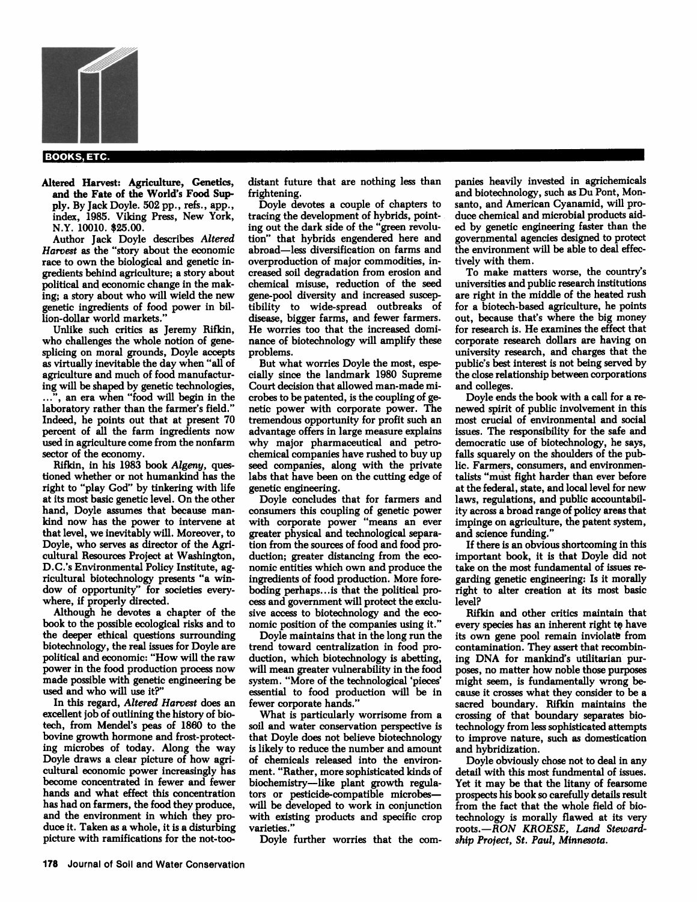## BOOKS, ETC.

**Altered Harvest: Agriculture, Genetics, and the Fate of the World's Food Supply.** By Jack Doyle. 502 pp., refs., app., index, 1985. Viking Press, New York, N.Y. 10010. $25.00.

Author Jack Doyle describes *Altered Harvest* as the "story about the economic race to own the biological and genetic ingredients behind agriculture; a story about political and economic change in the making; a story about who will wield the new genetic ingredients of food power in billion-dollar world markets."

Unlike such critics as Jeremy Rifkin, who challenges the whole notion of gene-splicing on moral grounds, Doyle accepts as virtually inevitable the day when "all of agriculture and much of food manufacturing will be shaped by genetic technologies, ...", an era when "food will begin in the laboratory rather than the farmer's field." Indeed, he points out that at present 70 percent of all the farm ingredients now used in agriculture come from the nonfarm sector of the economy.

Rifkin, in his 1983 book *Algeny*, questioned whether or not humankind has the right to "play God" by tinkering with life at its most basic genetic level. On the other hand, Doyle assumes that because mankind now has the power to intervene at that level, we inevitably will. Moreover, to Doyle, who serves as director of the Agricultural Resources Project at Washington, D.C.'s Environmental Policy Institute, agricultural biotechnology presents "a window of opportunity" for societies everywhere, if properly directed.

Although he devotes a chapter of the book to the possible ecological risks and to the deeper ethical questions surrounding biotechnology, the real issues for Doyle are political and economic: "How will the raw power in the food production process now made possible with genetic engineering be used and who will use it?"

In this regard, *Altered Harvest* does an excellent job of outlining the history of biotech, from Mendel's peas of 1860 to the bovine growth hormone and frost-protecting microbes of today. Along the way Doyle draws a clear picture of how agricultural economic power increasingly has become concentrated in fewer and fewer hands and what effect this concentration has had on farmers, the food they produce, and the environment in which they produce it. Taken as a whole, it is a disturbing picture with ramifications for the not-too-distant future that are nothing less than frightening.

Doyle devotes a couple of chapters to tracing the development of hybrids, pointing out the dark side of the "green revolution" that hybrids engendered here and abroad—less diversification on farms and overproduction of major commodities, increased soil degradation from erosion and chemical misuse, reduction of the seed gene-pool diversity and increased susceptibility to wide-spread outbreaks of disease, bigger farms, and fewer farmers. He worries too that the increased dominance of biotechnology will amplify these problems.

But what worries Doyle the most, especially since the landmark 1980 Supreme Court decision that allowed man-made microbes to be patented, is the coupling of genetic power with corporate power. The tremendous opportunity for profit such an advantage offers in large measure explains why major pharmaceutical and petrochemical companies have rushed to buy up seed companies, along with the private labs that have been on the cutting edge of genetic engineering.

Doyle concludes that for farmers and consumers this coupling of genetic power with corporate power "means an ever greater physical and technological separation from the sources of food and food production; greater distancing from the economic entities which own and produce the ingredients of food production. More foreboding perhaps...is that the political process and government will protect the exclusive access to biotechnology and the economic position of the companies using it."

Doyle maintains that in the long run the trend toward centralization in food production, which biotechnology is abetting, will mean greater vulnerability in the food system. "More of the technological 'pieces' essential to food production will be in fewer corporate hands."

What is particularly worrisome from a soil and water conservation perspective is that Doyle does not believe biotechnology is likely to reduce the number and amount of chemicals released into the environment. "Rather, more sophisticated kinds of biochemistry—like plant growth regulators or pesticide-compatible microbes—will be developed to work in conjunction with existing products and specific crop varieties."

Doyle further worries that the companies heavily invested in agrichemicals and biotechnology, such as Du Pont, Monsanto, and American Cyanamid, will produce chemical and microbial products aided by genetic engineering faster than the governmental agencies designed to protect the environment will be able to deal effectively with them.

To make matters worse, the country's universities and public research institutions are right in the middle of the heated rush for a biotech-based agriculture, he points out, because that's where the big money for research is. He examines the effect that corporate research dollars are having on university research, and charges that the public's best interest is not being served by the close relationship between corporations and colleges.

Doyle ends the book with a call for a renewed spirit of public involvement in this most crucial of environmental and social issues. The responsibility for the safe and democratic use of biotechnology, he says, falls squarely on the shoulders of the public. Farmers, consumers, and environmentalists "must fight harder than ever before at the federal, state, and local level for new laws, regulations, and public accountability across a broad range of policy areas that impinge on agriculture, the patent system, and science funding."

If there is an obvious shortcoming in this important book, it is that Doyle did not take on the most fundamental of issues regarding genetic engineering: Is it morally right to alter creation at its most basic level?

Rifkin and other critics maintain that every species has an inherent right to have its own gene pool remain inviolate from contamination. They assert that recombining DNA for mankind's utilitarian purposes, no matter how noble those purposes might seem, is fundamentally wrong because it crosses what they consider to be a sacred boundary. Rifkin maintains the crossing of that boundary separates biotechnology from less sophisticated attempts to improve nature, such as domestication and hybridization.

Doyle obviously chose not to deal in any detail with this most fundmental of issues. Yet it may be that the litany of fearsome prospects his book so carefully details result from the fact that the whole field of biotechnology is morally flawed at its very roots.—*RON KROESE, Land Stewardship Project, St. Paul, Minnesota.*